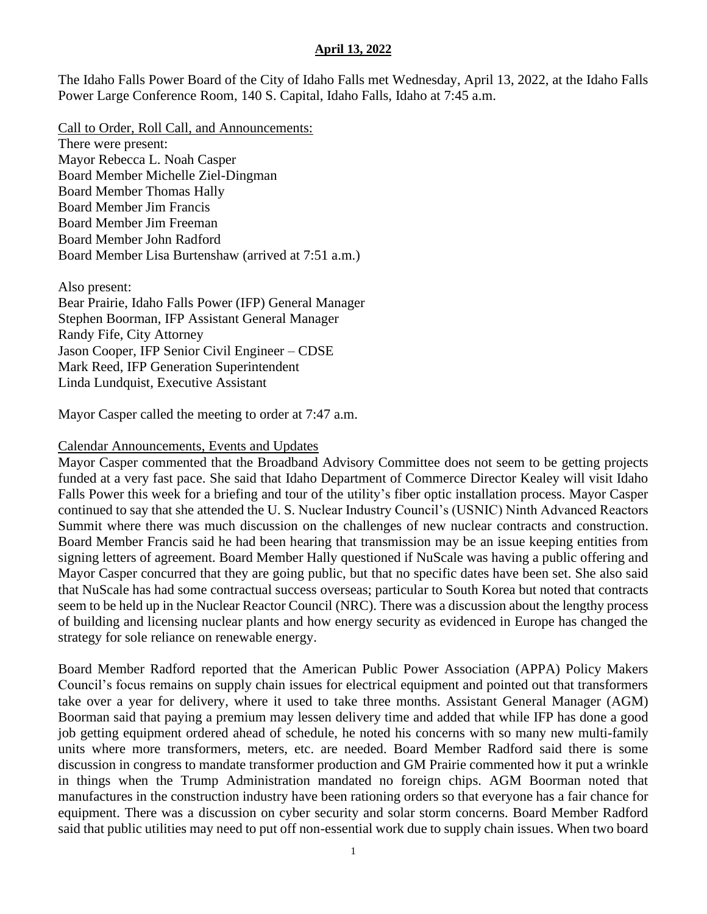**April 13, 2022**

The Idaho Falls Power Board of the City of Idaho Falls met Wednesday, April 13, 2022, at the Idaho Falls Power Large Conference Room, 140 S. Capital, Idaho Falls, Idaho at 7:45 a.m.

Call to Order, Roll Call, and Announcements:

There were present:
Mayor Rebecca L. Noah Casper
Board Member Michelle Ziel-Dingman
Board Member Thomas Hally
Board Member Jim Francis
Board Member Jim Freeman
Board Member John Radford
Board Member Lisa Burtenshaw (arrived at 7:51 a.m.)

Also present:
Bear Prairie, Idaho Falls Power (IFP) General Manager
Stephen Boorman, IFP Assistant General Manager
Randy Fife, City Attorney
Jason Cooper, IFP Senior Civil Engineer – CDSE
Mark Reed, IFP Generation Superintendent
Linda Lundquist, Executive Assistant

Mayor Casper called the meeting to order at 7:47 a.m.

Calendar Announcements, Events and Updates

Mayor Casper commented that the Broadband Advisory Committee does not seem to be getting projects funded at a very fast pace. She said that Idaho Department of Commerce Director Kealey will visit Idaho Falls Power this week for a briefing and tour of the utility's fiber optic installation process. Mayor Casper continued to say that she attended the U. S. Nuclear Industry Council's (USNIC) Ninth Advanced Reactors Summit where there was much discussion on the challenges of new nuclear contracts and construction. Board Member Francis said he had been hearing that transmission may be an issue keeping entities from signing letters of agreement. Board Member Hally questioned if NuScale was having a public offering and Mayor Casper concurred that they are going public, but that no specific dates have been set. She also said that NuScale has had some contractual success overseas; particular to South Korea but noted that contracts seem to be held up in the Nuclear Reactor Council (NRC). There was a discussion about the lengthy process of building and licensing nuclear plants and how energy security as evidenced in Europe has changed the strategy for sole reliance on renewable energy.

Board Member Radford reported that the American Public Power Association (APPA) Policy Makers Council's focus remains on supply chain issues for electrical equipment and pointed out that transformers take over a year for delivery, where it used to take three months. Assistant General Manager (AGM) Boorman said that paying a premium may lessen delivery time and added that while IFP has done a good job getting equipment ordered ahead of schedule, he noted his concerns with so many new multi-family units where more transformers, meters, etc. are needed. Board Member Radford said there is some discussion in congress to mandate transformer production and GM Prairie commented how it put a wrinkle in things when the Trump Administration mandated no foreign chips. AGM Boorman noted that manufactures in the construction industry have been rationing orders so that everyone has a fair chance for equipment. There was a discussion on cyber security and solar storm concerns. Board Member Radford said that public utilities may need to put off non-essential work due to supply chain issues. When two board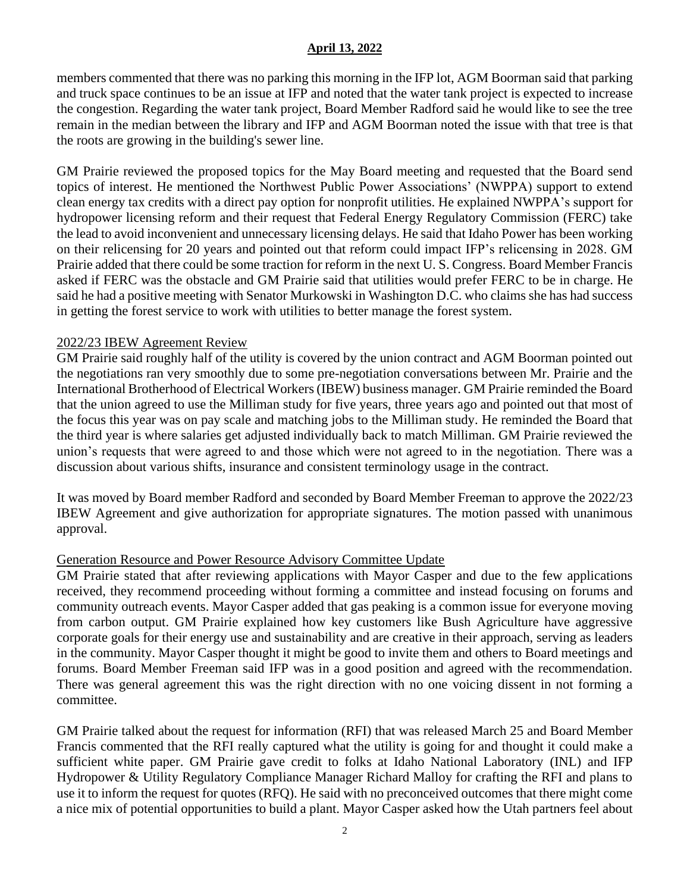members commented that there was no parking this morning in the IFP lot, AGM Boorman said that parking and truck space continues to be an issue at IFP and noted that the water tank project is expected to increase the congestion. Regarding the water tank project, Board Member Radford said he would like to see the tree remain in the median between the library and IFP and AGM Boorman noted the issue with that tree is that the roots are growing in the building's sewer line.

GM Prairie reviewed the proposed topics for the May Board meeting and requested that the Board send topics of interest. He mentioned the Northwest Public Power Associations' (NWPPA) support to extend clean energy tax credits with a direct pay option for nonprofit utilities. He explained NWPPA's support for hydropower licensing reform and their request that Federal Energy Regulatory Commission (FERC) take the lead to avoid inconvenient and unnecessary licensing delays. He said that Idaho Power has been working on their relicensing for 20 years and pointed out that reform could impact IFP's relicensing in 2028. GM Prairie added that there could be some traction for reform in the next U. S. Congress. Board Member Francis asked if FERC was the obstacle and GM Prairie said that utilities would prefer FERC to be in charge. He said he had a positive meeting with Senator Murkowski in Washington D.C. who claims she has had success in getting the forest service to work with utilities to better manage the forest system.

## 2022/23 IBEW Agreement Review

GM Prairie said roughly half of the utility is covered by the union contract and AGM Boorman pointed out the negotiations ran very smoothly due to some pre-negotiation conversations between Mr. Prairie and the International Brotherhood of Electrical Workers (IBEW) business manager. GM Prairie reminded the Board that the union agreed to use the Milliman study for five years, three years ago and pointed out that most of the focus this year was on pay scale and matching jobs to the Milliman study. He reminded the Board that the third year is where salaries get adjusted individually back to match Milliman. GM Prairie reviewed the union's requests that were agreed to and those which were not agreed to in the negotiation. There was a discussion about various shifts, insurance and consistent terminology usage in the contract.

It was moved by Board member Radford and seconded by Board Member Freeman to approve the 2022/23 IBEW Agreement and give authorization for appropriate signatures. The motion passed with unanimous approval.

## Generation Resource and Power Resource Advisory Committee Update

GM Prairie stated that after reviewing applications with Mayor Casper and due to the few applications received, they recommend proceeding without forming a committee and instead focusing on forums and community outreach events. Mayor Casper added that gas peaking is a common issue for everyone moving from carbon output. GM Prairie explained how key customers like Bush Agriculture have aggressive corporate goals for their energy use and sustainability and are creative in their approach, serving as leaders in the community. Mayor Casper thought it might be good to invite them and others to Board meetings and forums. Board Member Freeman said IFP was in a good position and agreed with the recommendation. There was general agreement this was the right direction with no one voicing dissent in not forming a committee.

GM Prairie talked about the request for information (RFI) that was released March 25 and Board Member Francis commented that the RFI really captured what the utility is going for and thought it could make a sufficient white paper. GM Prairie gave credit to folks at Idaho National Laboratory (INL) and IFP Hydropower & Utility Regulatory Compliance Manager Richard Malloy for crafting the RFI and plans to use it to inform the request for quotes (RFQ). He said with no preconceived outcomes that there might come a nice mix of potential opportunities to build a plant. Mayor Casper asked how the Utah partners feel about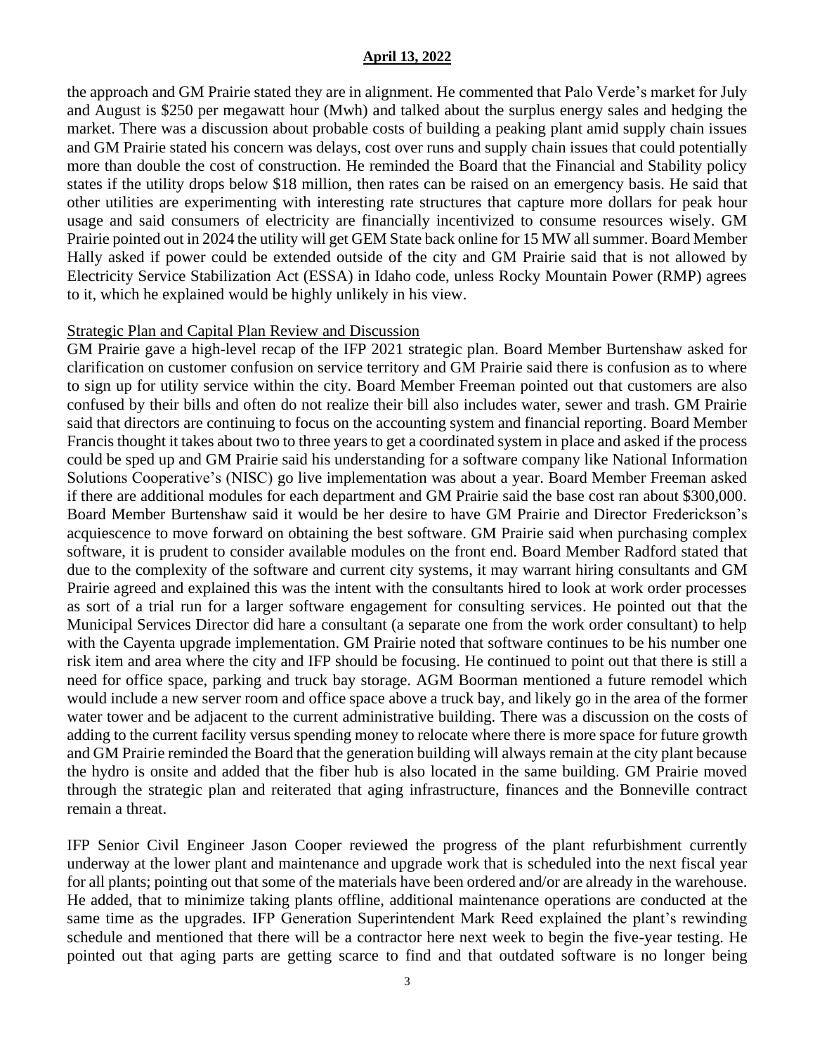the approach and GM Prairie stated they are in alignment. He commented that Palo Verde's market for July and August is $250 per megawatt hour (Mwh) and talked about the surplus energy sales and hedging the market. There was a discussion about probable costs of building a peaking plant amid supply chain issues and GM Prairie stated his concern was delays, cost over runs and supply chain issues that could potentially more than double the cost of construction. He reminded the Board that the Financial and Stability policy states if the utility drops below $18 million, then rates can be raised on an emergency basis. He said that other utilities are experimenting with interesting rate structures that capture more dollars for peak hour usage and said consumers of electricity are financially incentivized to consume resources wisely. GM Prairie pointed out in 2024 the utility will get GEM State back online for 15 MW all summer. Board Member Hally asked if power could be extended outside of the city and GM Prairie said that is not allowed by Electricity Service Stabilization Act (ESSA) in Idaho code, unless Rocky Mountain Power (RMP) agrees to it, which he explained would be highly unlikely in his view.

<u>Strategic Plan and Capital Plan Review and Discussion</u>

GM Prairie gave a high-level recap of the IFP 2021 strategic plan. Board Member Burtenshaw asked for clarification on customer confusion on service territory and GM Prairie said there is confusion as to where to sign up for utility service within the city. Board Member Freeman pointed out that customers are also confused by their bills and often do not realize their bill also includes water, sewer and trash. GM Prairie said that directors are continuing to focus on the accounting system and financial reporting. Board Member Francis thought it takes about two to three years to get a coordinated system in place and asked if the process could be sped up and GM Prairie said his understanding for a software company like National Information Solutions Cooperative's (NISC) go live implementation was about a year. Board Member Freeman asked if there are additional modules for each department and GM Prairie said the base cost ran about $300,000. Board Member Burtenshaw said it would be her desire to have GM Prairie and Director Frederickson's acquiescence to move forward on obtaining the best software. GM Prairie said when purchasing complex software, it is prudent to consider available modules on the front end. Board Member Radford stated that due to the complexity of the software and current city systems, it may warrant hiring consultants and GM Prairie agreed and explained this was the intent with the consultants hired to look at work order processes as sort of a trial run for a larger software engagement for consulting services. He pointed out that the Municipal Services Director did hare a consultant (a separate one from the work order consultant) to help with the Cayenta upgrade implementation. GM Prairie noted that software continues to be his number one risk item and area where the city and IFP should be focusing. He continued to point out that there is still a need for office space, parking and truck bay storage. AGM Boorman mentioned a future remodel which would include a new server room and office space above a truck bay, and likely go in the area of the former water tower and be adjacent to the current administrative building. There was a discussion on the costs of adding to the current facility versus spending money to relocate where there is more space for future growth and GM Prairie reminded the Board that the generation building will always remain at the city plant because the hydro is onsite and added that the fiber hub is also located in the same building. GM Prairie moved through the strategic plan and reiterated that aging infrastructure, finances and the Bonneville contract remain a threat.

IFP Senior Civil Engineer Jason Cooper reviewed the progress of the plant refurbishment currently underway at the lower plant and maintenance and upgrade work that is scheduled into the next fiscal year for all plants; pointing out that some of the materials have been ordered and/or are already in the warehouse. He added, that to minimize taking plants offline, additional maintenance operations are conducted at the same time as the upgrades. IFP Generation Superintendent Mark Reed explained the plant's rewinding schedule and mentioned that there will be a contractor here next week to begin the five-year testing. He pointed out that aging parts are getting scarce to find and that outdated software is no longer being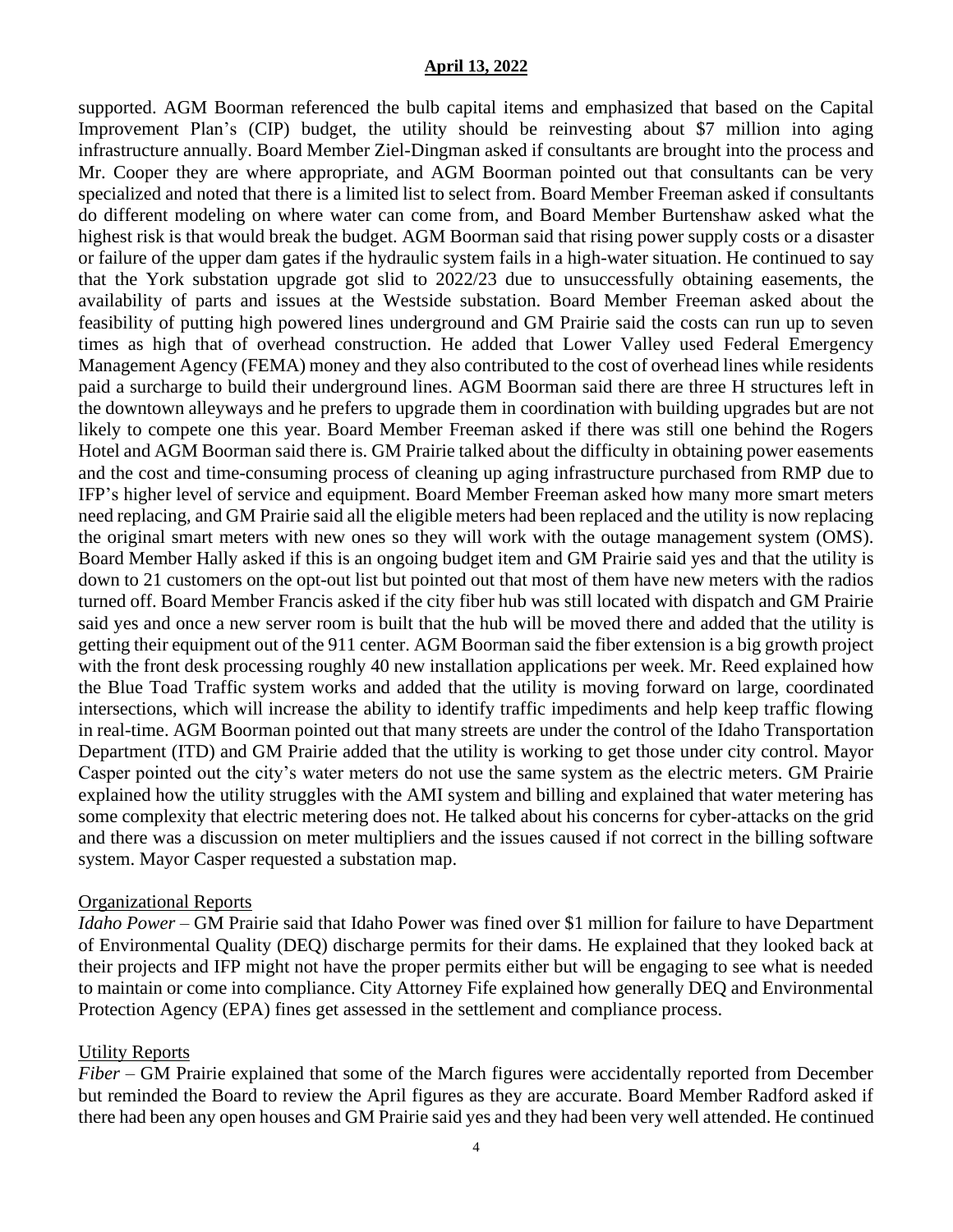supported. AGM Boorman referenced the bulb capital items and emphasized that based on the Capital Improvement Plan's (CIP) budget, the utility should be reinvesting about $7 million into aging infrastructure annually. Board Member Ziel-Dingman asked if consultants are brought into the process and Mr. Cooper they are where appropriate, and AGM Boorman pointed out that consultants can be very specialized and noted that there is a limited list to select from. Board Member Freeman asked if consultants do different modeling on where water can come from, and Board Member Burtenshaw asked what the highest risk is that would break the budget. AGM Boorman said that rising power supply costs or a disaster or failure of the upper dam gates if the hydraulic system fails in a high-water situation. He continued to say that the York substation upgrade got slid to 2022/23 due to unsuccessfully obtaining easements, the availability of parts and issues at the Westside substation. Board Member Freeman asked about the feasibility of putting high powered lines underground and GM Prairie said the costs can run up to seven times as high that of overhead construction. He added that Lower Valley used Federal Emergency Management Agency (FEMA) money and they also contributed to the cost of overhead lines while residents paid a surcharge to build their underground lines. AGM Boorman said there are three H structures left in the downtown alleyways and he prefers to upgrade them in coordination with building upgrades but are not likely to compete one this year. Board Member Freeman asked if there was still one behind the Rogers Hotel and AGM Boorman said there is. GM Prairie talked about the difficulty in obtaining power easements and the cost and time-consuming process of cleaning up aging infrastructure purchased from RMP due to IFP's higher level of service and equipment. Board Member Freeman asked how many more smart meters need replacing, and GM Prairie said all the eligible meters had been replaced and the utility is now replacing the original smart meters with new ones so they will work with the outage management system (OMS). Board Member Hally asked if this is an ongoing budget item and GM Prairie said yes and that the utility is down to 21 customers on the opt-out list but pointed out that most of them have new meters with the radios turned off. Board Member Francis asked if the city fiber hub was still located with dispatch and GM Prairie said yes and once a new server room is built that the hub will be moved there and added that the utility is getting their equipment out of the 911 center. AGM Boorman said the fiber extension is a big growth project with the front desk processing roughly 40 new installation applications per week. Mr. Reed explained how the Blue Toad Traffic system works and added that the utility is moving forward on large, coordinated intersections, which will increase the ability to identify traffic impediments and help keep traffic flowing in real-time. AGM Boorman pointed out that many streets are under the control of the Idaho Transportation Department (ITD) and GM Prairie added that the utility is working to get those under city control. Mayor Casper pointed out the city's water meters do not use the same system as the electric meters. GM Prairie explained how the utility struggles with the AMI system and billing and explained that water metering has some complexity that electric metering does not. He talked about his concerns for cyber-attacks on the grid and there was a discussion on meter multipliers and the issues caused if not correct in the billing software system. Mayor Casper requested a substation map.

Organizational Reports

*Idaho Power* – GM Prairie said that Idaho Power was fined over $1 million for failure to have Department of Environmental Quality (DEQ) discharge permits for their dams. He explained that they looked back at their projects and IFP might not have the proper permits either but will be engaging to see what is needed to maintain or come into compliance. City Attorney Fife explained how generally DEQ and Environmental Protection Agency (EPA) fines get assessed in the settlement and compliance process.

Utility Reports

*Fiber* – GM Prairie explained that some of the March figures were accidentally reported from December but reminded the Board to review the April figures as they are accurate. Board Member Radford asked if there had been any open houses and GM Prairie said yes and they had been very well attended. He continued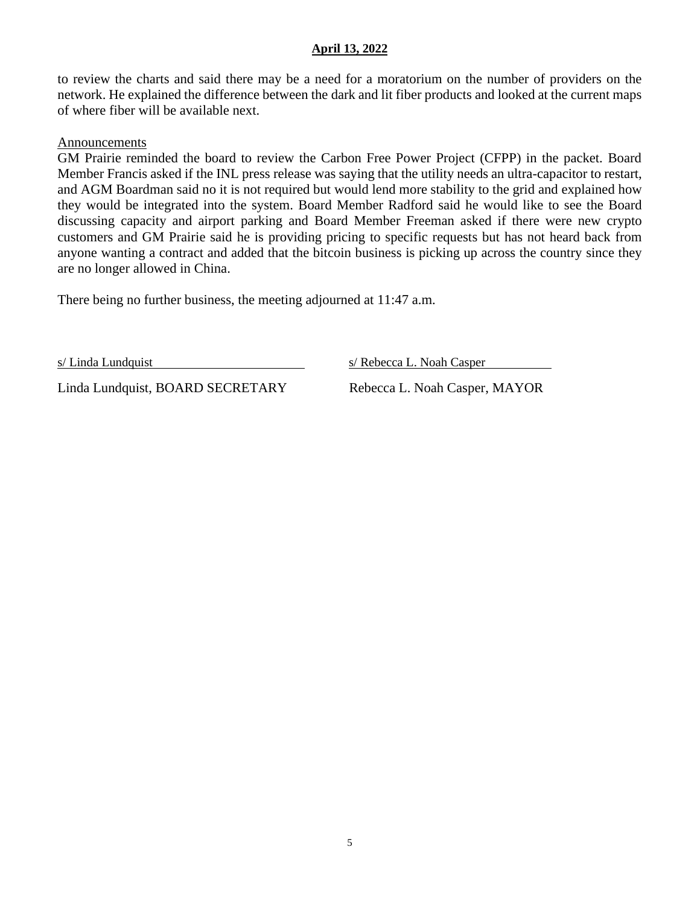to review the charts and said there may be a need for a moratorium on the number of providers on the network. He explained the difference between the dark and lit fiber products and looked at the current maps of where fiber will be available next.

Announcements

GM Prairie reminded the board to review the Carbon Free Power Project (CFPP) in the packet. Board Member Francis asked if the INL press release was saying that the utility needs an ultra-capacitor to restart, and AGM Boardman said no it is not required but would lend more stability to the grid and explained how they would be integrated into the system. Board Member Radford said he would like to see the Board discussing capacity and airport parking and Board Member Freeman asked if there were new crypto customers and GM Prairie said he is providing pricing to specific requests but has not heard back from anyone wanting a contract and added that the bitcoin business is picking up across the country since they are no longer allowed in China.

There being no further business, the meeting adjourned at 11:47 a.m.

s/ Linda Lundquist

Linda Lundquist, BOARD SECRETARY

s/ Rebecca L. Noah Casper

Rebecca L. Noah Casper, MAYOR